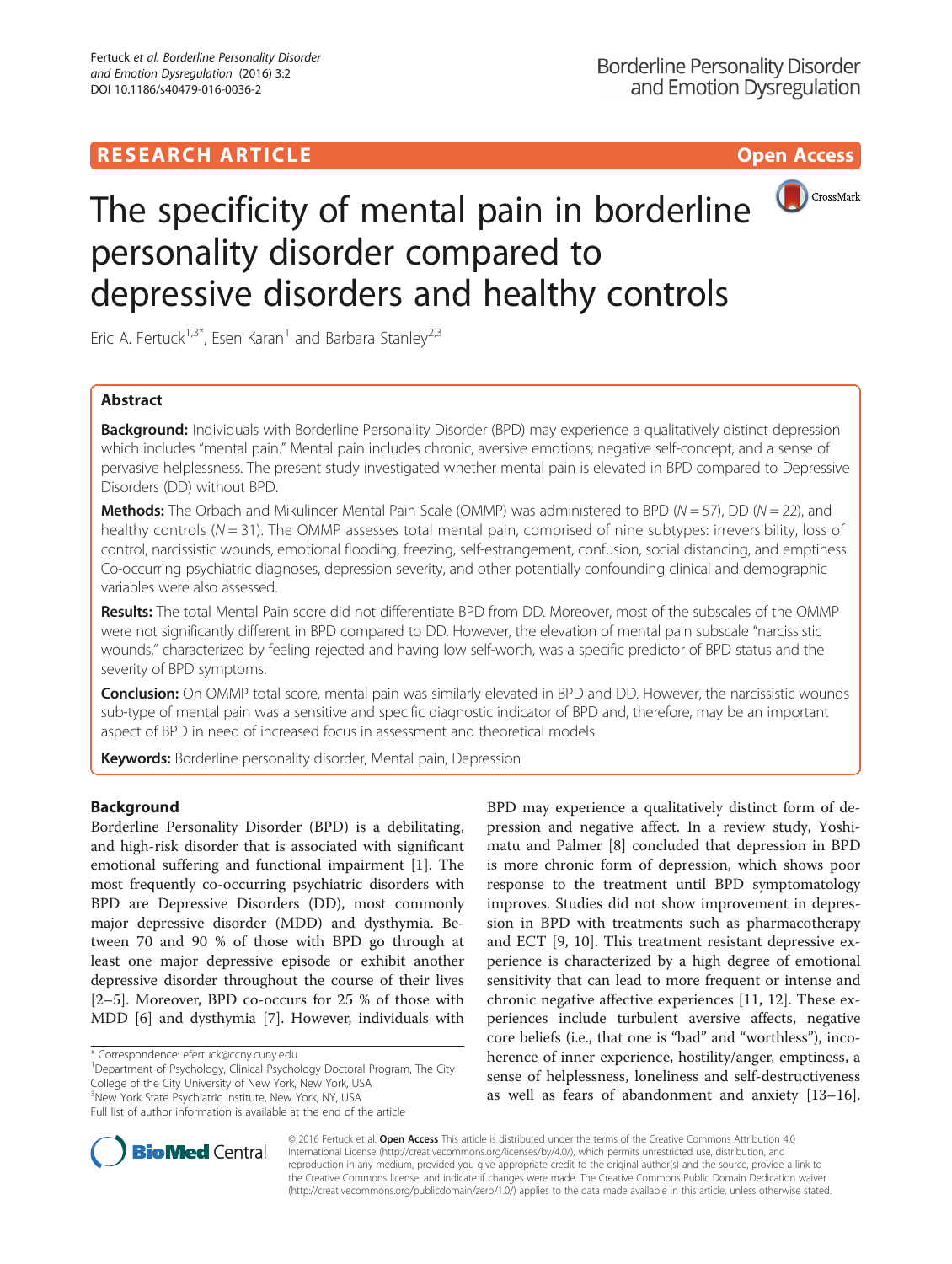RESEARCH ARTICLE

Open Access

# The specificity of mental pain in borderline personality disorder compared to depressive disorders and healthy controls

Eric A. Fertuck[1,3*], Esen Karan[1] and Barbara Stanley[2,3]

## Abstract

**Background:** Individuals with Borderline Personality Disorder (BPD) may experience a qualitatively distinct depression which includes "mental pain." Mental pain includes chronic, aversive emotions, negative self-concept, and a sense of pervasive helplessness. The present study investigated whether mental pain is elevated in BPD compared to Depressive Disorders (DD) without BPD.

**Methods:** The Orbach and Mikulincer Mental Pain Scale (OMMP) was administered to BPD ($N = 57$), DD ($N = 22$), and healthy controls ($N = 31$). The OMMP assesses total mental pain, comprised of nine subtypes: irreversibility, loss of control, narcissistic wounds, emotional flooding, freezing, self-estrangement, confusion, social distancing, and emptiness. Co-occurring psychiatric diagnoses, depression severity, and other potentially confounding clinical and demographic variables were also assessed.

**Results:** The total Mental Pain score did not differentiate BPD from DD. Moreover, most of the subscales of the OMMP were not significantly different in BPD compared to DD. However, the elevation of mental pain subscale "narcissistic wounds," characterized by feeling rejected and having low self-worth, was a specific predictor of BPD status and the severity of BPD symptoms.

**Conclusion:** On OMMP total score, mental pain was similarly elevated in BPD and DD. However, the narcissistic wounds sub-type of mental pain was a sensitive and specific diagnostic indicator of BPD and, therefore, may be an important aspect of BPD in need of increased focus in assessment and theoretical models.

**Keywords:** Borderline personality disorder, Mental pain, Depression

## Background

Borderline Personality Disorder (BPD) is a debilitating, and high-risk disorder that is associated with significant emotional suffering and functional impairment [1]. The most frequently co-occurring psychiatric disorders with BPD are Depressive Disorders (DD), most commonly major depressive disorder (MDD) and dysthymia. Between 70 and 90 % of those with BPD go through at least one major depressive episode or exhibit another depressive disorder throughout the course of their lives [2–5]. Moreover, BPD co-occurs for 25 % of those with MDD [6] and dysthymia [7]. However, individuals with BPD may experience a qualitatively distinct form of depression and negative affect. In a review study, Yoshimatu and Palmer [8] concluded that depression in BPD is more chronic form of depression, which shows poor response to the treatment until BPD symptomatology improves. Studies did not show improvement in depression in BPD with treatments such as pharmacotherapy and ECT [9, 10]. This treatment resistant depressive experience is characterized by a high degree of emotional sensitivity that can lead to more frequent or intense and chronic negative affective experiences [11, 12]. These experiences include turbulent aversive affects, negative core beliefs (i.e., that one is "bad" and "worthless"), incoherence of inner experience, hostility/anger, emptiness, a sense of helplessness, loneliness and self-destructiveness as well as fears of abandonment and anxiety [13–16].

\* Correspondence: efertuck@ccny.cuny.edu
[1]Department of Psychology, Clinical Psychology Doctoral Program, The City College of the City University of New York, New York, USA
[3]New York State Psychiatric Institute, New York, NY, USA
Full list of author information is available at the end of the article

© 2016 Fertuck et al. **Open Access** This article is distributed under the terms of the Creative Commons Attribution 4.0 International License (http://creativecommons.org/licenses/by/4.0/), which permits unrestricted use, distribution, and reproduction in any medium, provided you give appropriate credit to the original author(s) and the source, provide a link to the Creative Commons license, and indicate if changes were made. The Creative Commons Public Domain Dedication waiver (http://creativecommons.org/publicdomain/zero/1.0/) applies to the data made available in this article, unless otherwise stated.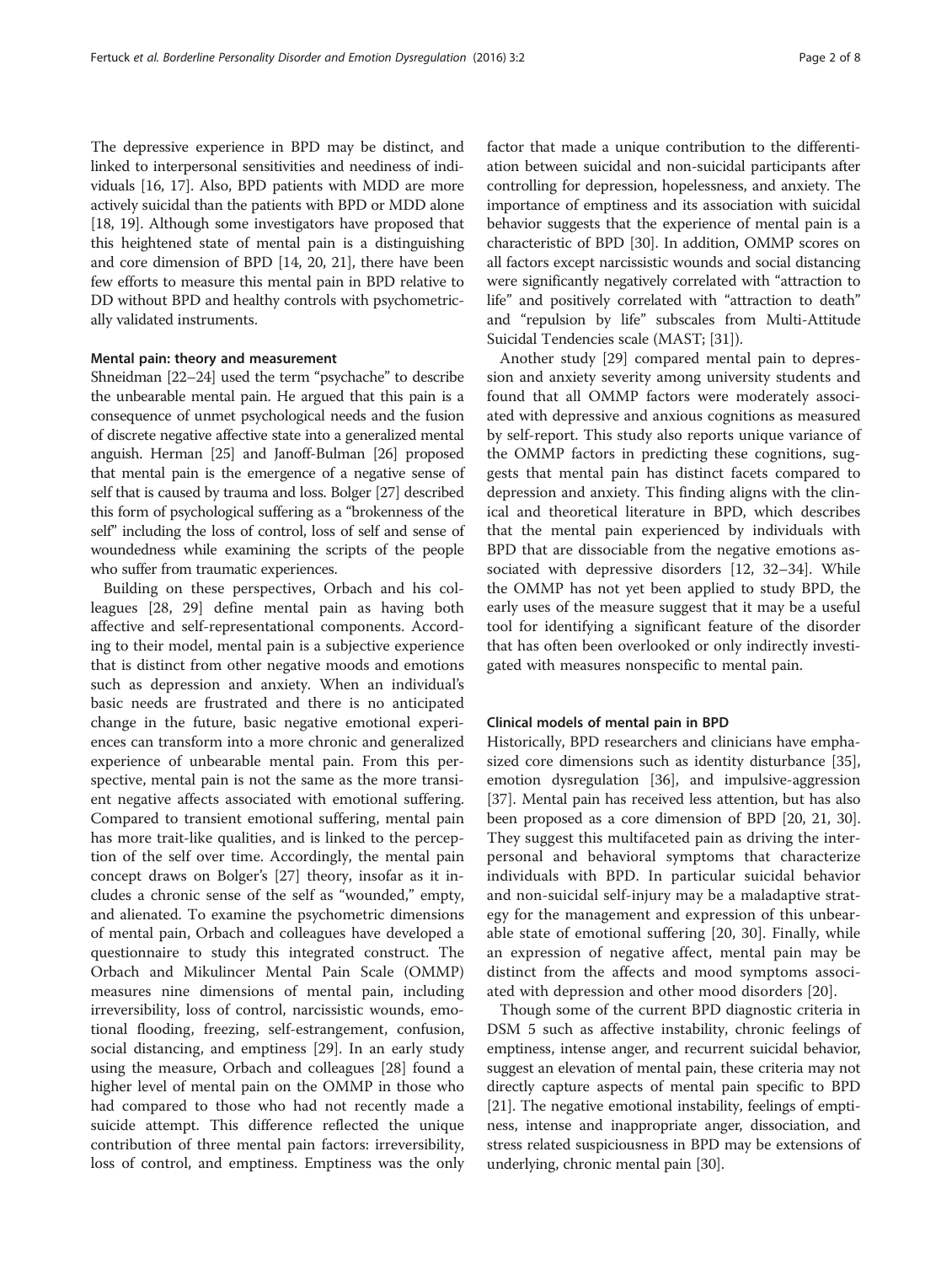The depressive experience in BPD may be distinct, and linked to interpersonal sensitivities and neediness of individuals [16, 17]. Also, BPD patients with MDD are more actively suicidal than the patients with BPD or MDD alone [18, 19]. Although some investigators have proposed that this heightened state of mental pain is a distinguishing and core dimension of BPD [14, 20, 21], there have been few efforts to measure this mental pain in BPD relative to DD without BPD and healthy controls with psychometrically validated instruments.

### Mental pain: theory and measurement

Shneidman [22–24] used the term "psychache" to describe the unbearable mental pain. He argued that this pain is a consequence of unmet psychological needs and the fusion of discrete negative affective state into a generalized mental anguish. Herman [25] and Janoff-Bulman [26] proposed that mental pain is the emergence of a negative sense of self that is caused by trauma and loss. Bolger [27] described this form of psychological suffering as a "brokenness of the self" including the loss of control, loss of self and sense of woundedness while examining the scripts of the people who suffer from traumatic experiences.

Building on these perspectives, Orbach and his colleagues [28, 29] define mental pain as having both affective and self-representational components. According to their model, mental pain is a subjective experience that is distinct from other negative moods and emotions such as depression and anxiety. When an individual's basic needs are frustrated and there is no anticipated change in the future, basic negative emotional experiences can transform into a more chronic and generalized experience of unbearable mental pain. From this perspective, mental pain is not the same as the more transient negative affects associated with emotional suffering. Compared to transient emotional suffering, mental pain has more trait-like qualities, and is linked to the perception of the self over time. Accordingly, the mental pain concept draws on Bolger's [27] theory, insofar as it includes a chronic sense of the self as "wounded," empty, and alienated. To examine the psychometric dimensions of mental pain, Orbach and colleagues have developed a questionnaire to study this integrated construct. The Orbach and Mikulincer Mental Pain Scale (OMMP) measures nine dimensions of mental pain, including irreversibility, loss of control, narcissistic wounds, emotional flooding, freezing, self-estrangement, confusion, social distancing, and emptiness [29]. In an early study using the measure, Orbach and colleagues [28] found a higher level of mental pain on the OMMP in those who had compared to those who had not recently made a suicide attempt. This difference reflected the unique contribution of three mental pain factors: irreversibility, loss of control, and emptiness. Emptiness was the only factor that made a unique contribution to the differentiation between suicidal and non-suicidal participants after controlling for depression, hopelessness, and anxiety. The importance of emptiness and its association with suicidal behavior suggests that the experience of mental pain is a characteristic of BPD [30]. In addition, OMMP scores on all factors except narcissistic wounds and social distancing were significantly negatively correlated with "attraction to life" and positively correlated with "attraction to death" and "repulsion by life" subscales from Multi-Attitude Suicidal Tendencies scale (MAST; [31]).

Another study [29] compared mental pain to depression and anxiety severity among university students and found that all OMMP factors were moderately associated with depressive and anxious cognitions as measured by self-report. This study also reports unique variance of the OMMP factors in predicting these cognitions, suggests that mental pain has distinct facets compared to depression and anxiety. This finding aligns with the clinical and theoretical literature in BPD, which describes that the mental pain experienced by individuals with BPD that are dissociable from the negative emotions associated with depressive disorders [12, 32–34]. While the OMMP has not yet been applied to study BPD, the early uses of the measure suggest that it may be a useful tool for identifying a significant feature of the disorder that has often been overlooked or only indirectly investigated with measures nonspecific to mental pain.

### Clinical models of mental pain in BPD

Historically, BPD researchers and clinicians have emphasized core dimensions such as identity disturbance [35], emotion dysregulation [36], and impulsive-aggression [37]. Mental pain has received less attention, but has also been proposed as a core dimension of BPD [20, 21, 30]. They suggest this multifaceted pain as driving the interpersonal and behavioral symptoms that characterize individuals with BPD. In particular suicidal behavior and non-suicidal self-injury may be a maladaptive strategy for the management and expression of this unbearable state of emotional suffering [20, 30]. Finally, while an expression of negative affect, mental pain may be distinct from the affects and mood symptoms associated with depression and other mood disorders [20].

Though some of the current BPD diagnostic criteria in DSM 5 such as affective instability, chronic feelings of emptiness, intense anger, and recurrent suicidal behavior, suggest an elevation of mental pain, these criteria may not directly capture aspects of mental pain specific to BPD [21]. The negative emotional instability, feelings of emptiness, intense and inappropriate anger, dissociation, and stress related suspiciousness in BPD may be extensions of underlying, chronic mental pain [30].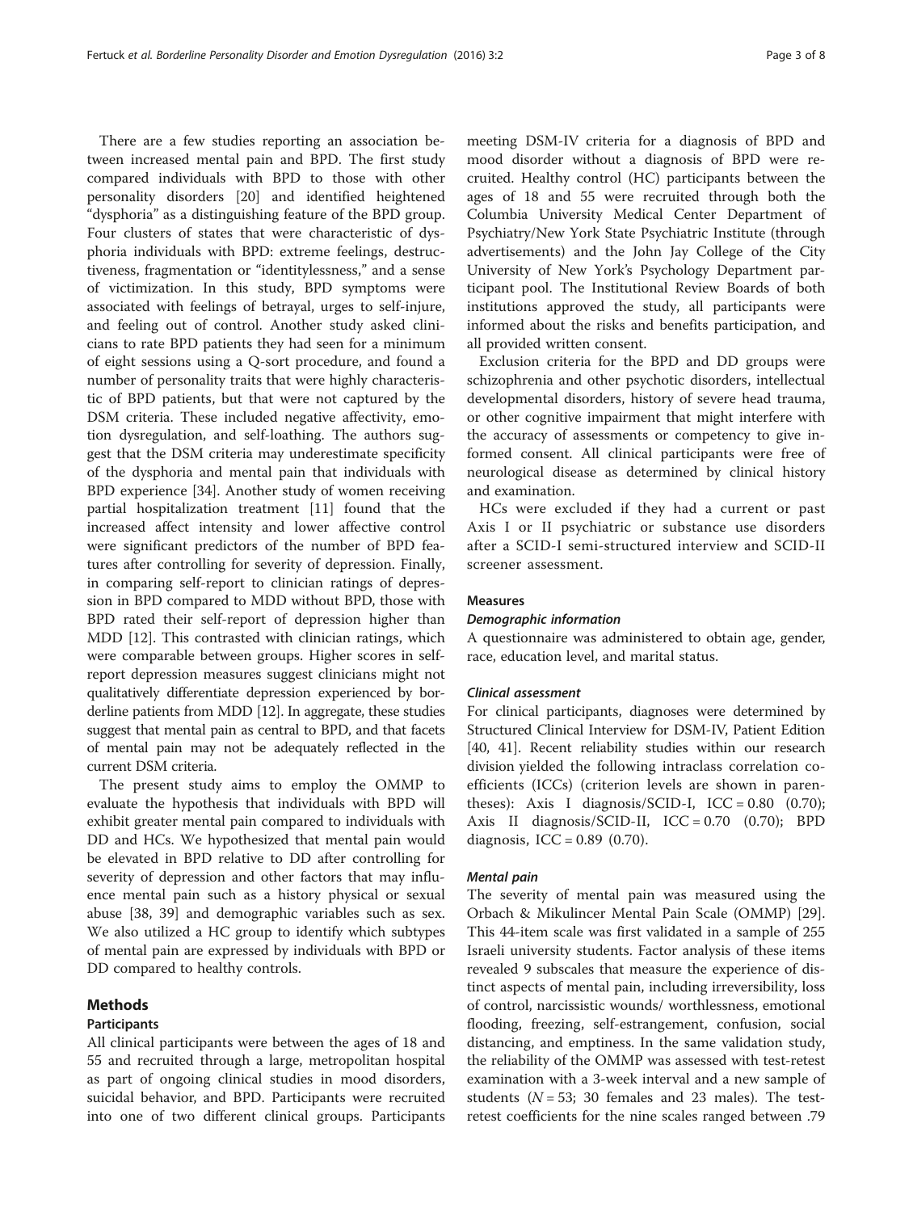There are a few studies reporting an association between increased mental pain and BPD. The first study compared individuals with BPD to those with other personality disorders [20] and identified heightened "dysphoria" as a distinguishing feature of the BPD group. Four clusters of states that were characteristic of dysphoria individuals with BPD: extreme feelings, destructiveness, fragmentation or "identitylessness," and a sense of victimization. In this study, BPD symptoms were associated with feelings of betrayal, urges to self-injure, and feeling out of control. Another study asked clinicians to rate BPD patients they had seen for a minimum of eight sessions using a Q-sort procedure, and found a number of personality traits that were highly characteristic of BPD patients, but that were not captured by the DSM criteria. These included negative affectivity, emotion dysregulation, and self-loathing. The authors suggest that the DSM criteria may underestimate specificity of the dysphoria and mental pain that individuals with BPD experience [34]. Another study of women receiving partial hospitalization treatment [11] found that the increased affect intensity and lower affective control were significant predictors of the number of BPD features after controlling for severity of depression. Finally, in comparing self-report to clinician ratings of depression in BPD compared to MDD without BPD, those with BPD rated their self-report of depression higher than MDD [12]. This contrasted with clinician ratings, which were comparable between groups. Higher scores in self-report depression measures suggest clinicians might not qualitatively differentiate depression experienced by borderline patients from MDD [12]. In aggregate, these studies suggest that mental pain as central to BPD, and that facets of mental pain may not be adequately reflected in the current DSM criteria.

The present study aims to employ the OMMP to evaluate the hypothesis that individuals with BPD will exhibit greater mental pain compared to individuals with DD and HCs. We hypothesized that mental pain would be elevated in BPD relative to DD after controlling for severity of depression and other factors that may influence mental pain such as a history physical or sexual abuse [38, 39] and demographic variables such as sex. We also utilized a HC group to identify which subtypes of mental pain are expressed by individuals with BPD or DD compared to healthy controls.

## Methods

### Participants

All clinical participants were between the ages of 18 and 55 and recruited through a large, metropolitan hospital as part of ongoing clinical studies in mood disorders, suicidal behavior, and BPD. Participants were recruited into one of two different clinical groups. Participants meeting DSM-IV criteria for a diagnosis of BPD and mood disorder without a diagnosis of BPD were recruited. Healthy control (HC) participants between the ages of 18 and 55 were recruited through both the Columbia University Medical Center Department of Psychiatry/New York State Psychiatric Institute (through advertisements) and the John Jay College of the City University of New York's Psychology Department participant pool. The Institutional Review Boards of both institutions approved the study, all participants were informed about the risks and benefits participation, and all provided written consent.

Exclusion criteria for the BPD and DD groups were schizophrenia and other psychotic disorders, intellectual developmental disorders, history of severe head trauma, or other cognitive impairment that might interfere with the accuracy of assessments or competency to give informed consent. All clinical participants were free of neurological disease as determined by clinical history and examination.

HCs were excluded if they had a current or past Axis I or II psychiatric or substance use disorders after a SCID-I semi-structured interview and SCID-II screener assessment.

### Measures

#### *Demographic information*

A questionnaire was administered to obtain age, gender, race, education level, and marital status.

#### *Clinical assessment*

For clinical participants, diagnoses were determined by Structured Clinical Interview for DSM-IV, Patient Edition [40, 41]. Recent reliability studies within our research division yielded the following intraclass correlation coefficients (ICCs) (criterion levels are shown in parentheses): Axis I diagnosis/SCID-I, ICC = 0.80 (0.70); Axis II diagnosis/SCID-II, ICC = 0.70 (0.70); BPD diagnosis, ICC = 0.89 (0.70).

#### *Mental pain*

The severity of mental pain was measured using the Orbach & Mikulincer Mental Pain Scale (OMMP) [29]. This 44-item scale was first validated in a sample of 255 Israeli university students. Factor analysis of these items revealed 9 subscales that measure the experience of distinct aspects of mental pain, including irreversibility, loss of control, narcissistic wounds/ worthlessness, emotional flooding, freezing, self-estrangement, confusion, social distancing, and emptiness. In the same validation study, the reliability of the OMMP was assessed with test-retest examination with a 3-week interval and a new sample of students ($N = 53$; 30 females and 23 males). The test-retest coefficients for the nine scales ranged between .79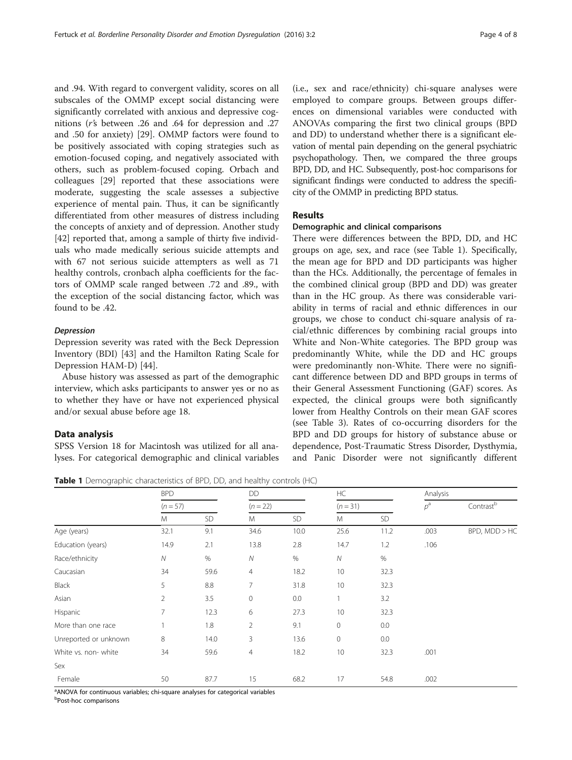and .94. With regard to convergent validity, scores on all subscales of the OMMP except social distancing were significantly correlated with anxious and depressive cognitions (*r*'s between .26 and .64 for depression and .27 and .50 for anxiety) [29]. OMMP factors were found to be positively associated with coping strategies such as emotion-focused coping, and negatively associated with others, such as problem-focused coping. Orbach and colleagues [29] reported that these associations were moderate, suggesting the scale assesses a subjective experience of mental pain. Thus, it can be significantly differentiated from other measures of distress including the concepts of anxiety and of depression. Another study [42] reported that, among a sample of thirty five individuals who made medically serious suicide attempts and with 67 not serious suicide attempters as well as 71 healthy controls, cronbach alpha coefficients for the factors of OMMP scale ranged between .72 and .89., with the exception of the social distancing factor, which was found to be .42.

#### *Depression*

Depression severity was rated with the Beck Depression Inventory (BDI) [43] and the Hamilton Rating Scale for Depression HAM-D) [44].

Abuse history was assessed as part of the demographic interview, which asks participants to answer yes or no as to whether they have or have not experienced physical and/or sexual abuse before age 18.

### Data analysis

SPSS Version 18 for Macintosh was utilized for all analyses. For categorical demographic and clinical variables (i.e., sex and race/ethnicity) chi-square analyses were employed to compare groups. Between groups differences on dimensional variables were conducted with ANOVAs comparing the first two clinical groups (BPD and DD) to understand whether there is a significant elevation of mental pain depending on the general psychiatric psychopathology. Then, we compared the three groups BPD, DD, and HC. Subsequently, post-hoc comparisons for significant findings were conducted to address the specificity of the OMMP in predicting BPD status.

## Results

### Demographic and clinical comparisons

There were differences between the BPD, DD, and HC groups on age, sex, and race (see Table 1). Specifically, the mean age for BPD and DD participants was higher than the HCs. Additionally, the percentage of females in the combined clinical group (BPD and DD) was greater than in the HC group. As there was considerable variability in terms of racial and ethnic differences in our groups, we chose to conduct chi-square analysis of racial/ethnic differences by combining racial groups into White and Non-White categories. The BPD group was predominantly White, while the DD and HC groups were predominantly non-White. There were no significant difference between DD and BPD groups in terms of their General Assessment Functioning (GAF) scores. As expected, the clinical groups were both significantly lower from Healthy Controls on their mean GAF scores (see Table 3). Rates of co-occurring disorders for the BPD and DD groups for history of substance abuse or dependence, Post-Traumatic Stress Disorder, Dysthymia, and Panic Disorder were not significantly different

**Table 1** Demographic characteristics of BPD, DD, and healthy controls (HC)

| | BPD | | DD | | HC | | Analysis | |
|---|---|---|---|---|---|---|---|---|
| | ($n = 57$) | | ($n = 22$) | | ($n = 31$) | | $p$[a] | Contrast[b] |
| | M | SD | M | SD | M | SD | | |
| Age (years) | 32.1 | 9.1 | 34.6 | 10.0 | 25.6 | 11.2 | .003 | BPD, MDD > HC |
| Education (years) | 14.9 | 2.1 | 13.8 | 2.8 | 14.7 | 1.2 | .106 | |
| Race/ethnicity | *N* | % | *N* | % | *N* | % | | |
| Caucasian | 34 | 59.6 | 4 | 18.2 | 10 | 32.3 | | |
| Black | 5 | 8.8 | 7 | 31.8 | 10 | 32.3 | | |
| Asian | 2 | 3.5 | 0 | 0.0 | 1 | 3.2 | | |
| Hispanic | 7 | 12.3 | 6 | 27.3 | 10 | 32.3 | | |
| More than one race | 1 | 1.8 | 2 | 9.1 | 0 | 0.0 | | |
| Unreported or unknown | 8 | 14.0 | 3 | 13.6 | 0 | 0.0 | | |
| White vs. non- white | 34 | 59.6 | 4 | 18.2 | 10 | 32.3 | .001 | |
| Sex | | | | | | | | |
| Female | 50 | 87.7 | 15 | 68.2 | 17 | 54.8 | .002 | |

[a]ANOVA for continuous variables; chi-square analyses for categorical variables
[b]Post-hoc comparisons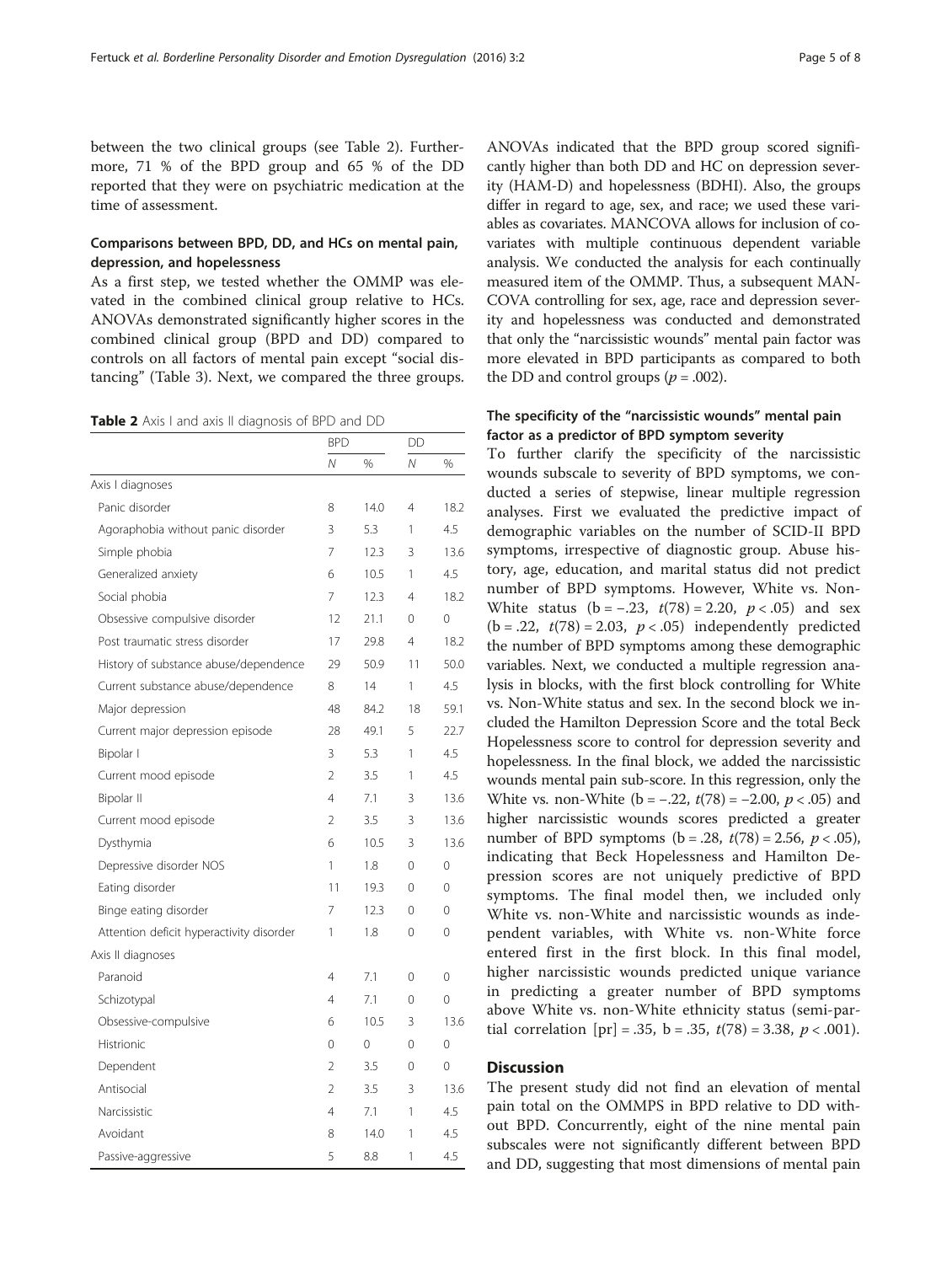between the two clinical groups (see Table 2). Furthermore, 71 % of the BPD group and 65 % of the DD reported that they were on psychiatric medication at the time of assessment.

### Comparisons between BPD, DD, and HCs on mental pain, depression, and hopelessness

As a first step, we tested whether the OMMP was elevated in the combined clinical group relative to HCs. ANOVAs demonstrated significantly higher scores in the combined clinical group (BPD and DD) compared to controls on all factors of mental pain except "social distancing" (Table 3). Next, we compared the three groups.

**Table 2** Axis I and axis II diagnosis of BPD and DD

| | BPD | | DD | |
|---|---|---|---|---|
| | *N* | % | *N* | % |
| Axis I diagnoses | | | | |
| Panic disorder | 8 | 14.0 | 4 | 18.2 |
| Agoraphobia without panic disorder | 3 | 5.3 | 1 | 4.5 |
| Simple phobia | 7 | 12.3 | 3 | 13.6 |
| Generalized anxiety | 6 | 10.5 | 1 | 4.5 |
| Social phobia | 7 | 12.3 | 4 | 18.2 |
| Obsessive compulsive disorder | 12 | 21.1 | 0 | 0 |
| Post traumatic stress disorder | 17 | 29.8 | 4 | 18.2 |
| History of substance abuse/dependence | 29 | 50.9 | 11 | 50.0 |
| Current substance abuse/dependence | 8 | 14 | 1 | 4.5 |
| Major depression | 48 | 84.2 | 18 | 59.1 |
| Current major depression episode | 28 | 49.1 | 5 | 22.7 |
| Bipolar I | 3 | 5.3 | 1 | 4.5 |
| Current mood episode | 2 | 3.5 | 1 | 4.5 |
| Bipolar II | 4 | 7.1 | 3 | 13.6 |
| Current mood episode | 2 | 3.5 | 3 | 13.6 |
| Dysthymia | 6 | 10.5 | 3 | 13.6 |
| Depressive disorder NOS | 1 | 1.8 | 0 | 0 |
| Eating disorder | 11 | 19.3 | 0 | 0 |
| Binge eating disorder | 7 | 12.3 | 0 | 0 |
| Attention deficit hyperactivity disorder | 1 | 1.8 | 0 | 0 |
| Axis II diagnoses | | | | |
| Paranoid | 4 | 7.1 | 0 | 0 |
| Schizotypal | 4 | 7.1 | 0 | 0 |
| Obsessive-compulsive | 6 | 10.5 | 3 | 13.6 |
| Histrionic | 0 | 0 | 0 | 0 |
| Dependent | 2 | 3.5 | 0 | 0 |
| Antisocial | 2 | 3.5 | 3 | 13.6 |
| Narcissistic | 4 | 7.1 | 1 | 4.5 |
| Avoidant | 8 | 14.0 | 1 | 4.5 |
| Passive-aggressive | 5 | 8.8 | 1 | 4.5 |

ANOVAs indicated that the BPD group scored significantly higher than both DD and HC on depression severity (HAM-D) and hopelessness (BDHI). Also, the groups differ in regard to age, sex, and race; we used these variables as covariates. MANCOVA allows for inclusion of covariates with multiple continuous dependent variable analysis. We conducted the analysis for each continually measured item of the OMMP. Thus, a subsequent MANCOVA controlling for sex, age, race and depression severity and hopelessness was conducted and demonstrated that only the "narcissistic wounds" mental pain factor was more elevated in BPD participants as compared to both the DD and control groups ($p = .002$).

### The specificity of the "narcissistic wounds" mental pain factor as a predictor of BPD symptom severity

To further clarify the specificity of the narcissistic wounds subscale to severity of BPD symptoms, we conducted a series of stepwise, linear multiple regression analyses. First we evaluated the predictive impact of demographic variables on the number of SCID-II BPD symptoms, irrespective of diagnostic group. Abuse history, age, education, and marital status did not predict number of BPD symptoms. However, White vs. Non-White status ($b = -.23$, $t(78) = 2.20$, $p < .05$) and sex ($b = .22$, $t(78) = 2.03$, $p < .05$) independently predicted the number of BPD symptoms among these demographic variables. Next, we conducted a multiple regression analysis in blocks, with the first block controlling for White vs. Non-White status and sex. In the second block we included the Hamilton Depression Score and the total Beck Hopelessness score to control for depression severity and hopelessness. In the final block, we added the narcissistic wounds mental pain sub-score. In this regression, only the White vs. non-White ($b = -.22$, $t(78) = -2.00$, $p < .05$) and higher narcissistic wounds scores predicted a greater number of BPD symptoms ($b = .28$, $t(78) = 2.56$, $p < .05$), indicating that Beck Hopelessness and Hamilton Depression scores are not uniquely predictive of BPD symptoms. The final model then, we included only White vs. non-White and narcissistic wounds as independent variables, with White vs. non-White force entered first in the first block. In this final model, higher narcissistic wounds predicted unique variance in predicting a greater number of BPD symptoms above White vs. non-White ethnicity status (semi-partial correlation [pr] = .35, $b = .35$, $t(78) = 3.38$, $p < .001$).

## Discussion

The present study did not find an elevation of mental pain total on the OMMPS in BPD relative to DD without BPD. Concurrently, eight of the nine mental pain subscales were not significantly different between BPD and DD, suggesting that most dimensions of mental pain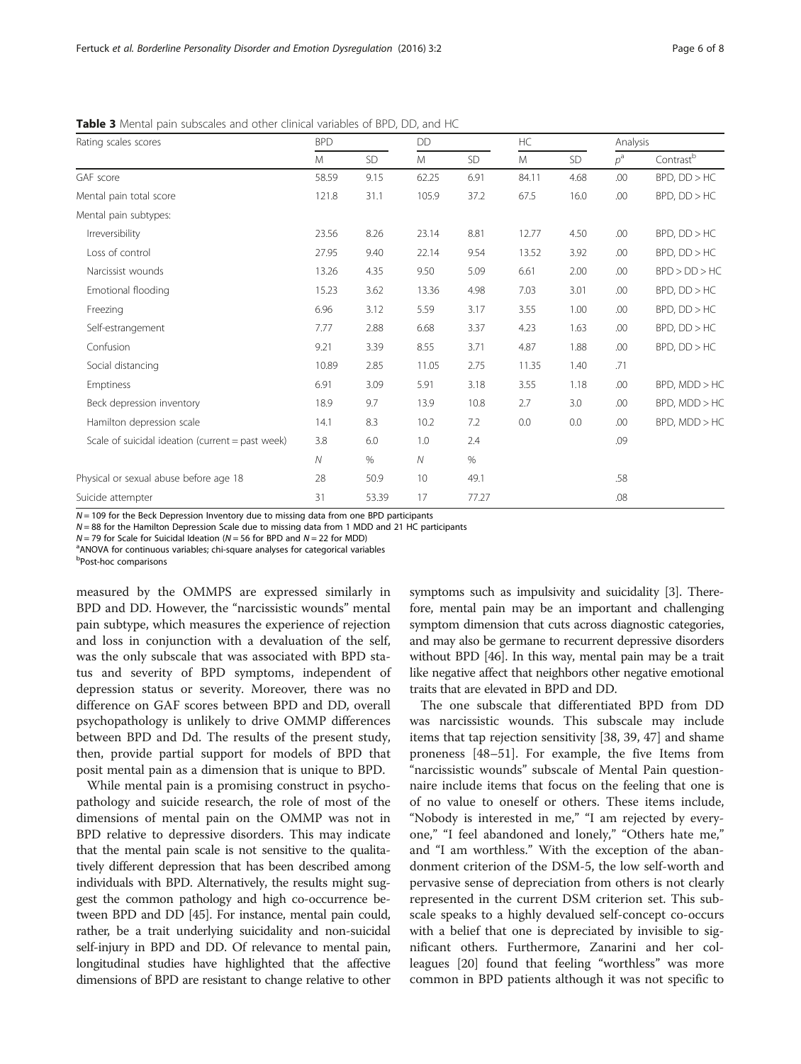**Table 3** Mental pain subscales and other clinical variables of BPD, DD, and HC

| Rating scales scores | BPD | | DD | | HC | | Analysis | |
|---|---|---|---|---|---|---|---|---|
| | M | SD | M | SD | M | SD | $p^a$ | Contrast[b] |
| GAF score | 58.59 | 9.15 | 62.25 | 6.91 | 84.11 | 4.68 | .00 | BPD, DD > HC |
| Mental pain total score | 121.8 | 31.1 | 105.9 | 37.2 | 67.5 | 16.0 | .00 | BPD, DD > HC |
| Mental pain subtypes: | | | | | | | | |
| Irreversibility | 23.56 | 8.26 | 23.14 | 8.81 | 12.77 | 4.50 | .00 | BPD, DD > HC |
| Loss of control | 27.95 | 9.40 | 22.14 | 9.54 | 13.52 | 3.92 | .00 | BPD, DD > HC |
| Narcissist wounds | 13.26 | 4.35 | 9.50 | 5.09 | 6.61 | 2.00 | .00 | BPD > DD > HC |
| Emotional flooding | 15.23 | 3.62 | 13.36 | 4.98 | 7.03 | 3.01 | .00 | BPD, DD > HC |
| Freezing | 6.96 | 3.12 | 5.59 | 3.17 | 3.55 | 1.00 | .00 | BPD, DD > HC |
| Self-estrangement | 7.77 | 2.88 | 6.68 | 3.37 | 4.23 | 1.63 | .00 | BPD, DD > HC |
| Confusion | 9.21 | 3.39 | 8.55 | 3.71 | 4.87 | 1.88 | .00 | BPD, DD > HC |
| Social distancing | 10.89 | 2.85 | 11.05 | 2.75 | 11.35 | 1.40 | .71 | |
| Emptiness | 6.91 | 3.09 | 5.91 | 3.18 | 3.55 | 1.18 | .00 | BPD, MDD > HC |
| Beck depression inventory | 18.9 | 9.7 | 13.9 | 10.8 | 2.7 | 3.0 | .00 | BPD, MDD > HC |
| Hamilton depression scale | 14.1 | 8.3 | 10.2 | 7.2 | 0.0 | 0.0 | .00 | BPD, MDD > HC |
| Scale of suicidal ideation (current = past week) | 3.8 | 6.0 | 1.0 | 2.4 | | | .09 | |
| | N | % | N | % | | | | |
| Physical or sexual abuse before age 18 | 28 | 50.9 | 10 | 49.1 | | | .58 | |
| Suicide attempter | 31 | 53.39 | 17 | 77.27 | | | .08 | |

$N = 109$ for the Beck Depression Inventory due to missing data from one BPD participants
$N = 88$ for the Hamilton Depression Scale due to missing data from 1 MDD and 21 HC participants
$N = 79$ for Scale for Suicidal Ideation ($N = 56$ for BPD and $N = 22$ for MDD)
[a]ANOVA for continuous variables; chi-square analyses for categorical variables
[b]Post-hoc comparisons

measured by the OMMPS are expressed similarly in BPD and DD. However, the "narcissistic wounds" mental pain subtype, which measures the experience of rejection and loss in conjunction with a devaluation of the self, was the only subscale that was associated with BPD status and severity of BPD symptoms, independent of depression status or severity. Moreover, there was no difference on GAF scores between BPD and DD, overall psychopathology is unlikely to drive OMMP differences between BPD and Dd. The results of the present study, then, provide partial support for models of BPD that posit mental pain as a dimension that is unique to BPD.

While mental pain is a promising construct in psychopathology and suicide research, the role of most of the dimensions of mental pain on the OMMP was not in BPD relative to depressive disorders. This may indicate that the mental pain scale is not sensitive to the qualitatively different depression that has been described among individuals with BPD. Alternatively, the results might suggest the common pathology and high co-occurrence between BPD and DD [45]. For instance, mental pain could, rather, be a trait underlying suicidality and non-suicidal self-injury in BPD and DD. Of relevance to mental pain, longitudinal studies have highlighted that the affective dimensions of BPD are resistant to change relative to other symptoms such as impulsivity and suicidality [3]. Therefore, mental pain may be an important and challenging symptom dimension that cuts across diagnostic categories, and may also be germane to recurrent depressive disorders without BPD [46]. In this way, mental pain may be a trait like negative affect that neighbors other negative emotional traits that are elevated in BPD and DD.

The one subscale that differentiated BPD from DD was narcissistic wounds. This subscale may include items that tap rejection sensitivity [38, 39, 47] and shame proneness [48–51]. For example, the five Items from "narcissistic wounds" subscale of Mental Pain questionnaire include items that focus on the feeling that one is of no value to oneself or others. These items include, "Nobody is interested in me," "I am rejected by everyone," "I feel abandoned and lonely," "Others hate me," and "I am worthless." With the exception of the abandonment criterion of the DSM-5, the low self-worth and pervasive sense of depreciation from others is not clearly represented in the current DSM criterion set. This subscale speaks to a highly devalued self-concept co-occurs with a belief that one is depreciated by invisible to significant others. Furthermore, Zanarini and her colleagues [20] found that feeling "worthless" was more common in BPD patients although it was not specific to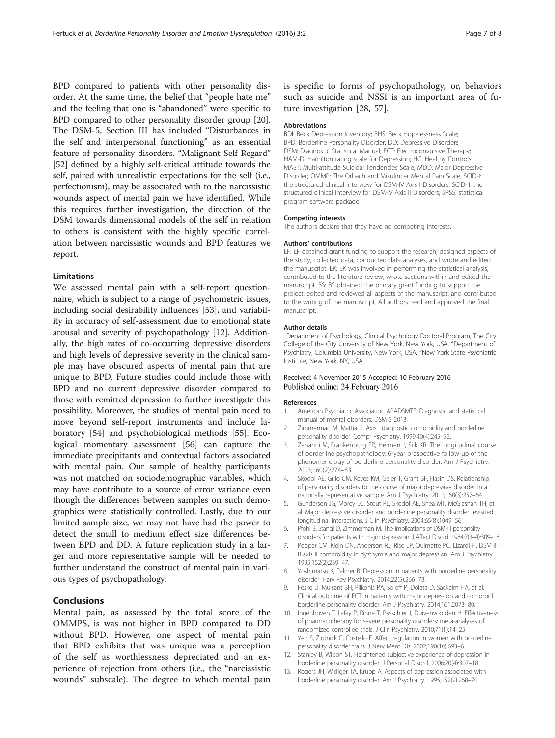BPD compared to patients with other personality disorder. At the same time, the belief that "people hate me" and the feeling that one is "abandoned" were specific to BPD compared to other personality disorder group [20]. The DSM-5, Section III has included "Disturbances in the self and interpersonal functioning" as an essential feature of personality disorders. "Malignant Self-Regard" [52] defined by a highly self-critical attitude towards the self, paired with unrealistic expectations for the self (i.e., perfectionism), may be associated with to the narcissistic wounds aspect of mental pain we have identified. While this requires further investigation, the direction of the DSM towards dimensional models of the self in relation to others is consistent with the highly specific correlation between narcissistic wounds and BPD features we report.

### Limitations

We assessed mental pain with a self-report questionnaire, which is subject to a range of psychometric issues, including social desirability influences [53], and variability in accuracy of self-assessment due to emotional state arousal and severity of psychopathology [12]. Additionally, the high rates of co-occurring depressive disorders and high levels of depressive severity in the clinical sample may have obscured aspects of mental pain that are unique to BPD. Future studies could include those with BPD and no current depressive disorder compared to those with remitted depression to further investigate this possibility. Moreover, the studies of mental pain need to move beyond self-report instruments and include laboratory [54] and psychobiological methods [55]. Ecological momentary assessment [56] can capture the immediate precipitants and contextual factors associated with mental pain. Our sample of healthy participants was not matched on sociodemographic variables, which may have contribute to a source of error variance even though the differences between samples on such demographics were statistically controlled. Lastly, due to our limited sample size, we may not have had the power to detect the small to medium effect size differences between BPD and DD. A future replication study in a larger and more representative sample will be needed to further understand the construct of mental pain in various types of psychopathology.

## Conclusions

Mental pain, as assessed by the total score of the OMMPS, is was not higher in BPD compared to DD without BPD. However, one aspect of mental pain that BPD exhibits that was unique was a perception of the self as worthlessness depreciated and an experience of rejection from others (i.e., the "narcissistic wounds" subscale). The degree to which mental pain is specific to forms of psychopathology, or, behaviors such as suicide and NSSI is an important area of future investigation [28, 57].

#### Abbreviations

BDI: Beck Depression Inventory; BHS: Beck Hopelessness Scale; BPD: Borderline Personality Disorder; DD: Depressive Disorders; DSM: Diagnostic Statistical Manual; ECT: Electroconvulsive Therapy; HAM-D: Hamilton rating scale for Depression; HC: Healthy Controls; MAST: Multi-attitude Suicidal Tendencies Scale; MDD: Major Depressive Disorder; OMMP: The Orbach and Mikulincer Mental Pain Scale; SCID-I: the structured clinical interview for DSM-IV Axis I Disorders; SCID-II: the structured clinical interview for DSM-IV Axis II Disorders; SPSS: statistical program software package.

#### Competing interests

The authors declare that they have no competing interests.

#### Authors' contributions

EF: EF obtained grant funding to support the research, designed aspects of the study, collected data, conducted data analyses, and wrote and edited the manuscript. EK: EK was involved in performing the statistical analysis, contributed to the literature review, wrote sections within and edited the manuscript. BS: BS obtained the primary grant funding to support the project, edited and reviewed all aspects of the manuscript, and contributed to the writing of the manuscript. All authors read and approved the final manuscript.

#### Author details

[1]Department of Psychology, Clinical Psychology Doctoral Program, The City College of the City University of New York, New York, USA. [2]Department of Psychiatry, Columbia University, New York, USA. [3]New York State Psychiatric Institute, New York, NY, USA.

Received: 4 November 2015 Accepted: 10 February 2016
Published online: 24 February 2016

#### References

1. American Psychiatric Association APADSMTF. Diagnostic and statistical manual of mental disorders: DSM-5 2013.
2. Zimmerman M, Mattia JI. Axis I diagnostic comorbidity and borderline personality disorder. Compr Psychiatry. 1999;40(4):245–52.
3. Zanarini M, Frankenburg FR, Hennen J, Silk KR. The longitudinal course of borderline psychopathology: 6-year prospective follow-up of the phenomenology of borderline personality disorder. Am J Psychiatry. 2003;160(2):274–83.
4. Skodol AE, Grilo CM, Keyes KM, Geier T, Grant BF, Hasin DS. Relationship of personality disorders to the course of major depressive disorder in a nationally representative sample. Am J Psychiatry. 2011;168(3):257–64.
5. Gunderson JG, Morey LC, Stout RL, Skodol AE, Shea MT, McGlashan TH, et al. Major depressive disorder and borderline personality disorder revisited: longitudinal interactions. J Clin Psychiatry. 2004;65(8):1049–56.
6. Pfohl B, Stangl D, Zimmerman M. The implications of DSM-III personality disorders for patients with major depression. J Affect Disord. 1984;7(3–4):309–18.
7. Pepper CM, Klein DN, Anderson RL, Riso LP, Ouimette PC, Lizardi H. DSM-III-R axis II comorbidity in dysthymia and major depression. Am J Psychiatry. 1995;152(2):239–47.
8. Yoshimatsu K, Palmer B. Depression in patients with borderline personality disorder. Harv Rev Psychiatry. 2014;22(5):266–73.
9. Feske U, Mulsant BH, Pilkonis PA, Soloff P, Dolata D, Sackeim HA, et al. Clinical outcome of ECT in patients with major depression and comorbid borderline personality disorder. Am J Psychiatry. 2014;161:2073–80.
10. Ingenhoven T, Lafay P, Rinne T, Passchier J, Duivenvoorden H. Effectiveness of pharmacotherapy for severe personality disorders: meta-analyses of randomized controlled trials. J Clin Psychiatry. 2010;71(1):14–25.
11. Yen S, Zlotnick C, Costello E. Affect regulation in women with borderline personality disorder traits. J Nerv Ment Dis. 2002;190(10):693–6.
12. Stanley B, Wilson ST. Heightened subjective experience of depression in borderline personality disorder. J Personal Disord. 2006;20(4):307–18.
13. Rogers JH, Widiger TA, Krupp A. Aspects of depression associated with borderline personality disorder. Am J Psychiatry. 1995;152(2):268–70.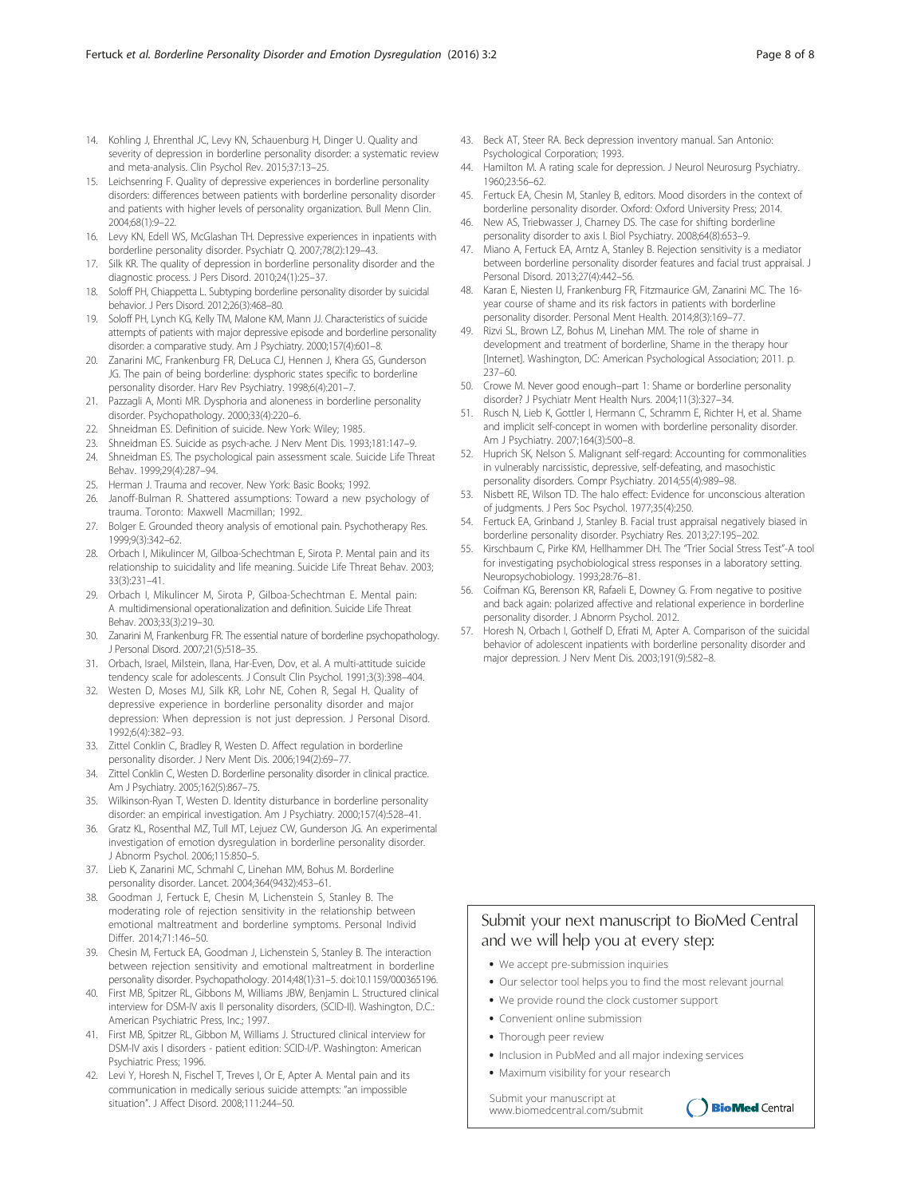14. Kohling J, Ehrenthal JC, Levy KN, Schauenburg H, Dinger U. Quality and severity of depression in borderline personality disorder: a systematic review and meta-analysis. Clin Psychol Rev. 2015;37:13–25.
15. Leichsenring F. Quality of depressive experiences in borderline personality disorders: differences between patients with borderline personality disorder and patients with higher levels of personality organization. Bull Menn Clin. 2004;68(1):9–22.
16. Levy KN, Edell WS, McGlashan TH. Depressive experiences in inpatients with borderline personality disorder. Psychiatr Q. 2007;78(2):129–43.
17. Silk KR. The quality of depression in borderline personality disorder and the diagnostic process. J Pers Disord. 2010;24(1):25–37.
18. Soloff PH, Chiappetta L. Subtyping borderline personality disorder by suicidal behavior. J Pers Disord. 2012;26(3):468–80.
19. Soloff PH, Lynch KG, Kelly TM, Malone KM, Mann JJ. Characteristics of suicide attempts of patients with major depressive episode and borderline personality disorder: a comparative study. Am J Psychiatry. 2000;157(4):601–8.
20. Zanarini MC, Frankenburg FR, DeLuca CJ, Hennen J, Khera GS, Gunderson JG. The pain of being borderline: dysphoric states specific to borderline personality disorder. Harv Rev Psychiatry. 1998;6(4):201–7.
21. Pazzagli A, Monti MR. Dysphoria and aloneness in borderline personality disorder. Psychopathology. 2000;33(4):220–6.
22. Shneidman ES. Definition of suicide. New York: Wiley; 1985.
23. Shneidman ES. Suicide as psych-ache. J Nerv Ment Dis. 1993;181:147–9.
24. Shneidman ES. The psychological pain assessment scale. Suicide Life Threat Behav. 1999;29(4):287–94.
25. Herman J. Trauma and recover. New York: Basic Books; 1992.
26. Janoff-Bulman R. Shattered assumptions: Toward a new psychology of trauma. Toronto: Maxwell Macmillan; 1992.
27. Bolger E. Grounded theory analysis of emotional pain. Psychotherapy Res. 1999;9(3):342–62.
28. Orbach I, Mikulincer M, Gilboa-Schechtman E, Sirota P. Mental pain and its relationship to suicidality and life meaning. Suicide Life Threat Behav. 2003; 33(3):231–41.
29. Orbach I, Mikulincer M, Sirota P, Gilboa-Schechtman E. Mental pain: A multidimensional operationalization and definition. Suicide Life Threat Behav. 2003;33(3):219–30.
30. Zanarini M, Frankenburg FR. The essential nature of borderline psychopathology. J Personal Disord. 2007;21(5):518–35.
31. Orbach, Israel, Milstein, Ilana, Har-Even, Dov, et al. A multi-attitude suicide tendency scale for adolescents. J Consult Clin Psychol. 1991;3(3):398–404.
32. Westen D, Moses MJ, Silk KR, Lohr NE, Cohen R, Segal H. Quality of depressive experience in borderline personality disorder and major depression: When depression is not just depression. J Personal Disord. 1992;6(4):382–93.
33. Zittel Conklin C, Bradley R, Westen D. Affect regulation in borderline personality disorder. J Nerv Ment Dis. 2006;194(2):69–77.
34. Zittel Conklin C, Westen D. Borderline personality disorder in clinical practice. Am J Psychiatry. 2005;162(5):867–75.
35. Wilkinson-Ryan T, Westen D. Identity disturbance in borderline personality disorder: an empirical investigation. Am J Psychiatry. 2000;157(4):528–41.
36. Gratz KL, Rosenthal MZ, Tull MT, Lejuez CW, Gunderson JG. An experimental investigation of emotion dysregulation in borderline personality disorder. J Abnorm Psychol. 2006;115:850–5.
37. Lieb K, Zanarini MC, Schmahl C, Linehan MM, Bohus M. Borderline personality disorder. Lancet. 2004;364(9432):453–61.
38. Goodman J, Fertuck E, Chesin M, Lichenstein S, Stanley B. The moderating role of rejection sensitivity in the relationship between emotional maltreatment and borderline symptoms. Personal Individ Differ. 2014;71:146–50.
39. Chesin M, Fertuck EA, Goodman J, Lichenstein S, Stanley B. The interaction between rejection sensitivity and emotional maltreatment in borderline personality disorder. Psychopathology. 2014;48(1):31–5. doi:10.1159/000365196.
40. First MB, Spitzer RL, Gibbons M, Williams JBW, Benjamin L. Structured clinical interview for DSM-IV axis II personality disorders, (SCID-II). Washington, D.C.: American Psychiatric Press, Inc.; 1997.
41. First MB, Spitzer RL, Gibbon M, Williams J. Structured clinical interview for DSM-IV axis I disorders - patient edition: SCID-I/P. Washington: American Psychiatric Press; 1996.
42. Levi Y, Horesh N, Fischel T, Treves I, Or E, Apter A. Mental pain and its communication in medically serious suicide attempts: "an impossible situation". J Affect Disord. 2008;111:244–50.
43. Beck AT, Steer RA. Beck depression inventory manual. San Antonio: Psychological Corporation; 1993.
44. Hamilton M. A rating scale for depression. J Neurol Neurosurg Psychiatry. 1960;23:56–62.
45. Fertuck EA, Chesin M, Stanley B, editors. Mood disorders in the context of borderline personality disorder. Oxford: Oxford University Press; 2014.
46. New AS, Triebwasser J, Charney DS. The case for shifting borderline personality disorder to axis I. Biol Psychiatry. 2008;64(8):653–9.
47. Miano A, Fertuck EA, Arntz A, Stanley B. Rejection sensitivity is a mediator between borderline personality disorder features and facial trust appraisal. J Personal Disord. 2013;27(4):442–56.
48. Karan E, Niesten IJ, Frankenburg FR, Fitzmaurice GM, Zanarini MC. The 16-year course of shame and its risk factors in patients with borderline personality disorder. Personal Ment Health. 2014;8(3):169–77.
49. Rizvi SL, Brown LZ, Bohus M, Linehan MM. The role of shame in development and treatment of borderline, Shame in the therapy hour [Internet]. Washington, DC: American Psychological Association; 2011. p. 237–60.
50. Crowe M. Never good enough–part 1: Shame or borderline personality disorder? J Psychiatr Ment Health Nurs. 2004;11(3):327–34.
51. Rusch N, Lieb K, Gottler I, Hermann C, Schramm E, Richter H, et al. Shame and implicit self-concept in women with borderline personality disorder. Am J Psychiatry. 2007;164(3):500–8.
52. Huprich SK, Nelson S. Malignant self-regard: Accounting for commonalities in vulnerably narcissistic, depressive, self-defeating, and masochistic personality disorders. Compr Psychiatry. 2014;55(4):989–98.
53. Nisbett RE, Wilson TD. The halo effect: Evidence for unconscious alteration of judgments. J Pers Soc Psychol. 1977;35(4):250.
54. Fertuck EA, Grinband J, Stanley B. Facial trust appraisal negatively biased in borderline personality disorder. Psychiatry Res. 2013;27:195–202.
55. Kirschbaum C, Pirke KM, Hellhammer DH. The "Trier Social Stress Test"-A tool for investigating psychobiological stress responses in a laboratory setting. Neuropsychobiology. 1993;28:76–81.
56. Coifman KG, Berenson KR, Rafaeli E, Downey G. From negative to positive and back again: polarized affective and relational experience in borderline personality disorder. J Abnorm Psychol. 2012.
57. Horesh N, Orbach I, Gothelf D, Efrati M, Apter A. Comparison of the suicidal behavior of adolescent inpatients with borderline personality disorder and major depression. J Nerv Ment Dis. 2003;191(9):582–8.

Submit your next manuscript to BioMed Central and we will help you at every step:

- We accept pre-submission inquiries
- Our selector tool helps you to find the most relevant journal
- We provide round the clock customer support
- Convenient online submission
- Thorough peer review
- Inclusion in PubMed and all major indexing services
- Maximum visibility for your research

Submit your manuscript at www.biomedcentral.com/submit

BioMed Central